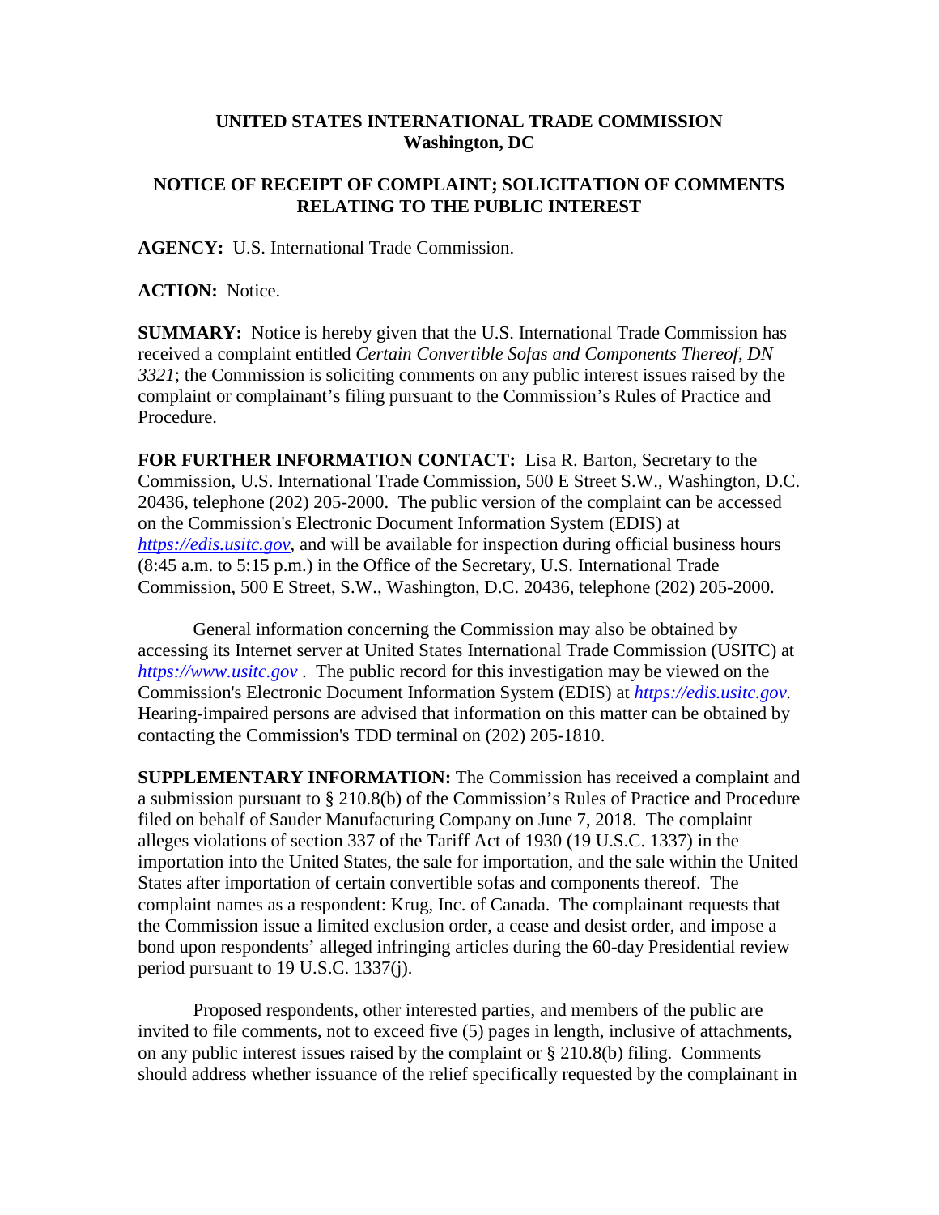**UNITED STATES INTERNATIONAL TRADE COMMISSION**
**Washington, DC**

**NOTICE OF RECEIPT OF COMPLAINT; SOLICITATION OF COMMENTS RELATING TO THE PUBLIC INTEREST**

**AGENCY:** U.S. International Trade Commission.

**ACTION:** Notice.

**SUMMARY:** Notice is hereby given that the U.S. International Trade Commission has received a complaint entitled *Certain Convertible Sofas and Components Thereof, DN 3321*; the Commission is soliciting comments on any public interest issues raised by the complaint or complainant's filing pursuant to the Commission's Rules of Practice and Procedure.

**FOR FURTHER INFORMATION CONTACT:** Lisa R. Barton, Secretary to the Commission, U.S. International Trade Commission, 500 E Street S.W., Washington, D.C. 20436, telephone (202) 205-2000. The public version of the complaint can be accessed on the Commission's Electronic Document Information System (EDIS) at *https://edis.usitc.gov*, and will be available for inspection during official business hours (8:45 a.m. to 5:15 p.m.) in the Office of the Secretary, U.S. International Trade Commission, 500 E Street, S.W., Washington, D.C. 20436, telephone (202) 205-2000.

General information concerning the Commission may also be obtained by accessing its Internet server at United States International Trade Commission (USITC) at *https://www.usitc.gov* . The public record for this investigation may be viewed on the Commission's Electronic Document Information System (EDIS) at *https://edis.usitc.gov.* Hearing-impaired persons are advised that information on this matter can be obtained by contacting the Commission's TDD terminal on (202) 205-1810.

**SUPPLEMENTARY INFORMATION:** The Commission has received a complaint and a submission pursuant to § 210.8(b) of the Commission's Rules of Practice and Procedure filed on behalf of Sauder Manufacturing Company on June 7, 2018. The complaint alleges violations of section 337 of the Tariff Act of 1930 (19 U.S.C. 1337) in the importation into the United States, the sale for importation, and the sale within the United States after importation of certain convertible sofas and components thereof. The complaint names as a respondent: Krug, Inc. of Canada. The complainant requests that the Commission issue a limited exclusion order, a cease and desist order, and impose a bond upon respondents' alleged infringing articles during the 60-day Presidential review period pursuant to 19 U.S.C. 1337(j).

Proposed respondents, other interested parties, and members of the public are invited to file comments, not to exceed five (5) pages in length, inclusive of attachments, on any public interest issues raised by the complaint or § 210.8(b) filing. Comments should address whether issuance of the relief specifically requested by the complainant in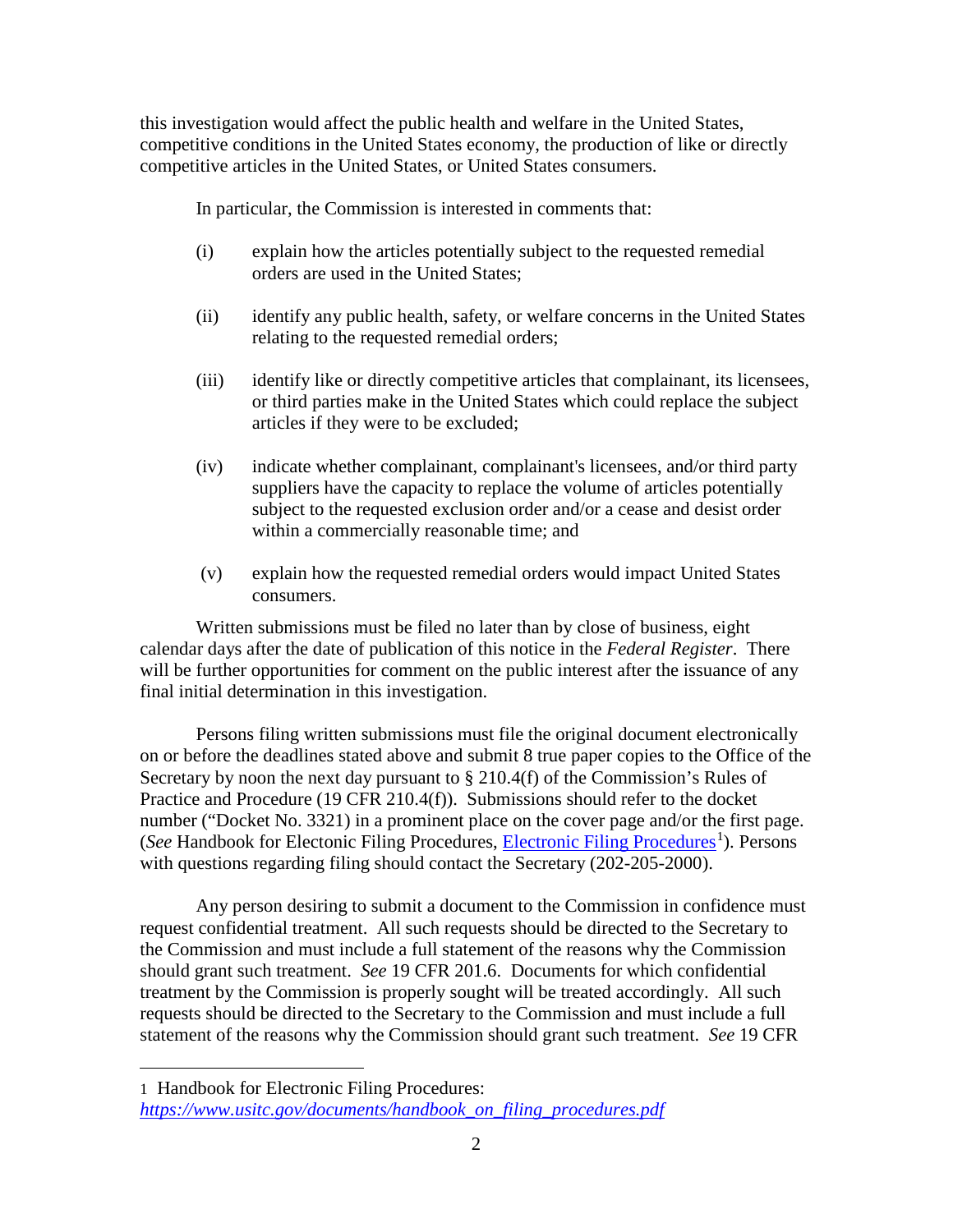this investigation would affect the public health and welfare in the United States, competitive conditions in the United States economy, the production of like or directly competitive articles in the United States, or United States consumers.

In particular, the Commission is interested in comments that:

(i) explain how the articles potentially subject to the requested remedial orders are used in the United States;

(ii) identify any public health, safety, or welfare concerns in the United States relating to the requested remedial orders;

(iii) identify like or directly competitive articles that complainant, its licensees, or third parties make in the United States which could replace the subject articles if they were to be excluded;

(iv) indicate whether complainant, complainant's licensees, and/or third party suppliers have the capacity to replace the volume of articles potentially subject to the requested exclusion order and/or a cease and desist order within a commercially reasonable time; and

(v) explain how the requested remedial orders would impact United States consumers.

Written submissions must be filed no later than by close of business, eight calendar days after the date of publication of this notice in the *Federal Register*. There will be further opportunities for comment on the public interest after the issuance of any final initial determination in this investigation.

Persons filing written submissions must file the original document electronically on or before the deadlines stated above and submit 8 true paper copies to the Office of the Secretary by noon the next day pursuant to § 210.4(f) of the Commission's Rules of Practice and Procedure (19 CFR 210.4(f)). Submissions should refer to the docket number ("Docket No. 3321) in a prominent place on the cover page and/or the first page. (*See* Handbook for Electonic Filing Procedures, Electronic Filing Procedures[1]). Persons with questions regarding filing should contact the Secretary (202-205-2000).

Any person desiring to submit a document to the Commission in confidence must request confidential treatment. All such requests should be directed to the Secretary to the Commission and must include a full statement of the reasons why the Commission should grant such treatment. *See* 19 CFR 201.6. Documents for which confidential treatment by the Commission is properly sought will be treated accordingly. All such requests should be directed to the Secretary to the Commission and must include a full statement of the reasons why the Commission should grant such treatment. *See* 19 CFR

---

1 Handbook for Electronic Filing Procedures: *https://www.usitc.gov/documents/handbook_on_filing_procedures.pdf*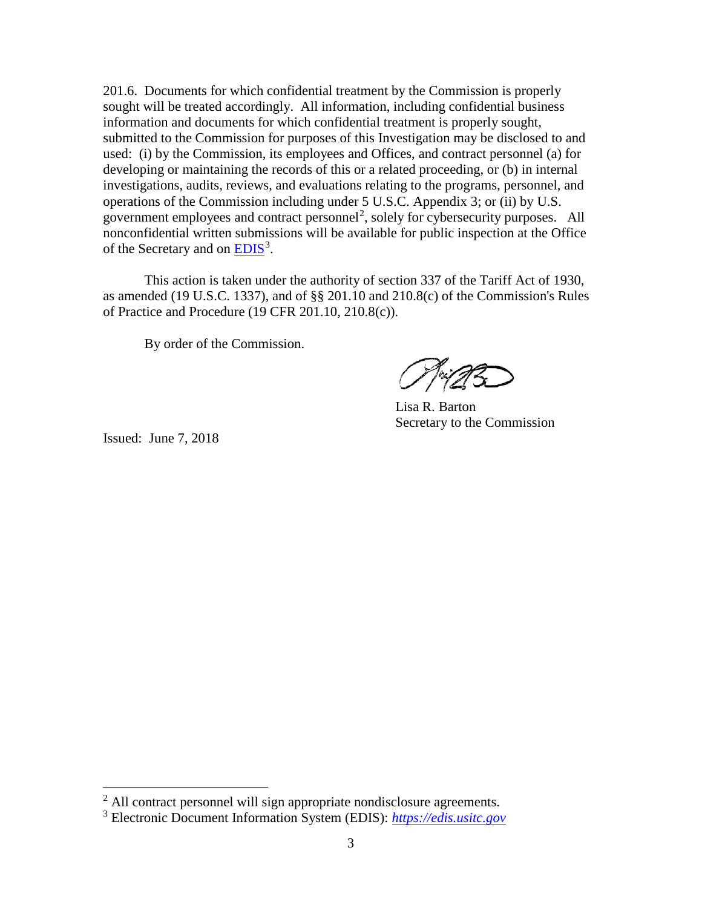201.6. Documents for which confidential treatment by the Commission is properly sought will be treated accordingly. All information, including confidential business information and documents for which confidential treatment is properly sought, submitted to the Commission for purposes of this Investigation may be disclosed to and used: (i) by the Commission, its employees and Offices, and contract personnel (a) for developing or maintaining the records of this or a related proceeding, or (b) in internal investigations, audits, reviews, and evaluations relating to the programs, personnel, and operations of the Commission including under 5 U.S.C. Appendix 3; or (ii) by U.S. government employees and contract personnel[2], solely for cybersecurity purposes. All nonconfidential written submissions will be available for public inspection at the Office of the Secretary and on EDIS[3].

This action is taken under the authority of section 337 of the Tariff Act of 1930, as amended (19 U.S.C. 1337), and of §§ 201.10 and 210.8(c) of the Commission's Rules of Practice and Procedure (19 CFR 201.10, 210.8(c)).

By order of the Commission.

Lisa R. Barton
Secretary to the Commission

Issued: June 7, 2018

---

[2] All contract personnel will sign appropriate nondisclosure agreements.

[3] Electronic Document Information System (EDIS): *https://edis.usitc.gov*